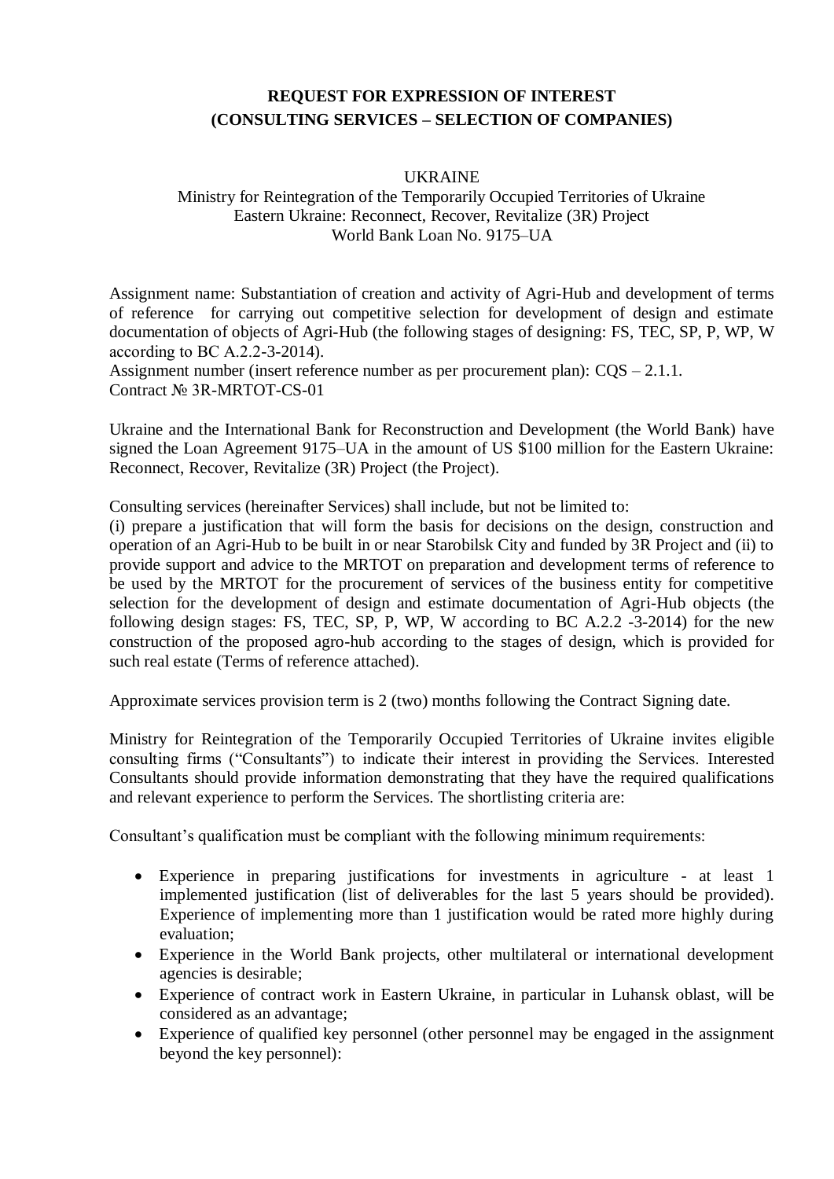# REQUEST FOR EXPRESSION OF INTEREST
# (CONSULTING SERVICES – SELECTION OF COMPANIES)

UKRAINE
Ministry for Reintegration of the Temporarily Occupied Territories of Ukraine
Eastern Ukraine: Reconnect, Recover, Revitalize (3R) Project
World Bank Loan No. 9175–UA

Assignment name: Substantiation of creation and activity of Agri-Hub and development of terms of reference for carrying out competitive selection for development of design and estimate documentation of objects of Agri-Hub (the following stages of designing: FS, TEC, SP, P, WP, W according to BC A.2.2-3-2014).
Assignment number (insert reference number as per procurement plan): CQS – 2.1.1.
Contract № 3R-MRTOT-CS-01

Ukraine and the International Bank for Reconstruction and Development (the World Bank) have signed the Loan Agreement 9175–UA in the amount of US $100 million for the Eastern Ukraine: Reconnect, Recover, Revitalize (3R) Project (the Project).

Consulting services (hereinafter Services) shall include, but not be limited to:
(i) prepare a justification that will form the basis for decisions on the design, construction and operation of an Agri-Hub to be built in or near Starobilsk City and funded by 3R Project and (ii) to provide support and advice to the MRTOT on preparation and development terms of reference to be used by the MRTOT for the procurement of services of the business entity for competitive selection for the development of design and estimate documentation of Agri-Hub objects (the following design stages: FS, TEC, SP, P, WP, W according to BC A.2.2 -3-2014) for the new construction of the proposed agro-hub according to the stages of design, which is provided for such real estate (Terms of reference attached).

Approximate services provision term is 2 (two) months following the Contract Signing date.

Ministry for Reintegration of the Temporarily Occupied Territories of Ukraine invites eligible consulting firms ("Consultants") to indicate their interest in providing the Services. Interested Consultants should provide information demonstrating that they have the required qualifications and relevant experience to perform the Services. The shortlisting criteria are:

Consultant's qualification must be compliant with the following minimum requirements:

- Experience in preparing justifications for investments in agriculture - at least 1 implemented justification (list of deliverables for the last 5 years should be provided). Experience of implementing more than 1 justification would be rated more highly during evaluation;
- Experience in the World Bank projects, other multilateral or international development agencies is desirable;
- Experience of contract work in Eastern Ukraine, in particular in Luhansk oblast, will be considered as an advantage;
- Experience of qualified key personnel (other personnel may be engaged in the assignment beyond the key personnel):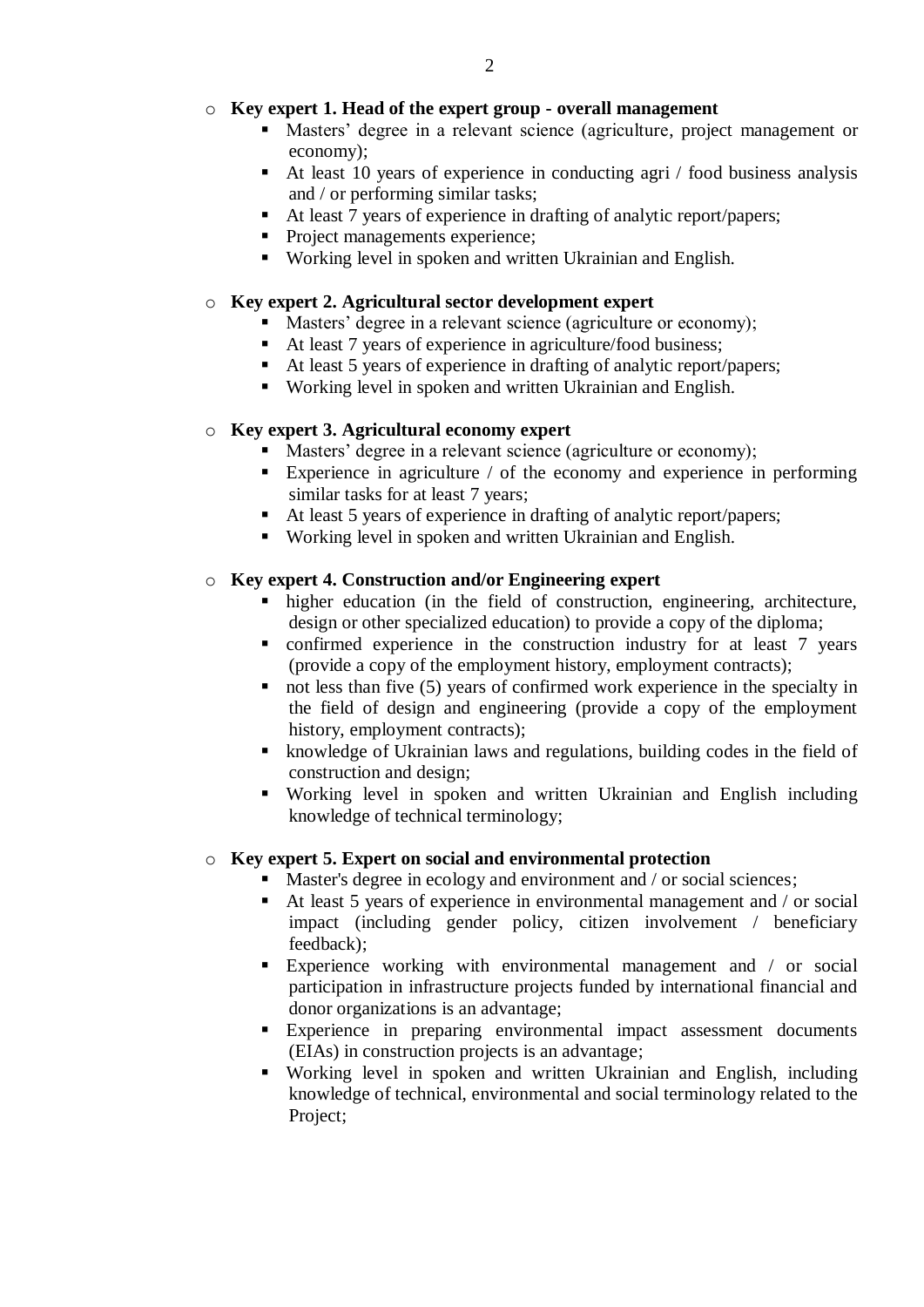- **Key expert 1. Head of the expert group - overall management**
  - Masters' degree in a relevant science (agriculture, project management or economy);
  - At least 10 years of experience in conducting agri / food business analysis and / or performing similar tasks;
  - At least 7 years of experience in drafting of analytic report/papers;
  - Project managements experience;
  - Working level in spoken and written Ukrainian and English.

- **Key expert 2. Agricultural sector development expert**
  - Masters' degree in a relevant science (agriculture or economy);
  - At least 7 years of experience in agriculture/food business;
  - At least 5 years of experience in drafting of analytic report/papers;
  - Working level in spoken and written Ukrainian and English.

- **Key expert 3. Agricultural economy expert**
  - Masters' degree in a relevant science (agriculture or economy);
  - Experience in agriculture / of the economy and experience in performing similar tasks for at least 7 years;
  - At least 5 years of experience in drafting of analytic report/papers;
  - Working level in spoken and written Ukrainian and English.

- **Key expert 4. Construction and/or Engineering expert**
  - higher education (in the field of construction, engineering, architecture, design or other specialized education) to provide a copy of the diploma;
  - confirmed experience in the construction industry for at least 7 years (provide a copy of the employment history, employment contracts);
  - not less than five (5) years of confirmed work experience in the specialty in the field of design and engineering (provide a copy of the employment history, employment contracts);
  - knowledge of Ukrainian laws and regulations, building codes in the field of construction and design;
  - Working level in spoken and written Ukrainian and English including knowledge of technical terminology;

- **Key expert 5. Expert on social and environmental protection**
  - Master's degree in ecology and environment and / or social sciences;
  - At least 5 years of experience in environmental management and / or social impact (including gender policy, citizen involvement / beneficiary feedback);
  - Experience working with environmental management and / or social participation in infrastructure projects funded by international financial and donor organizations is an advantage;
  - Experience in preparing environmental impact assessment documents (EIAs) in construction projects is an advantage;
  - Working level in spoken and written Ukrainian and English, including knowledge of technical, environmental and social terminology related to the Project;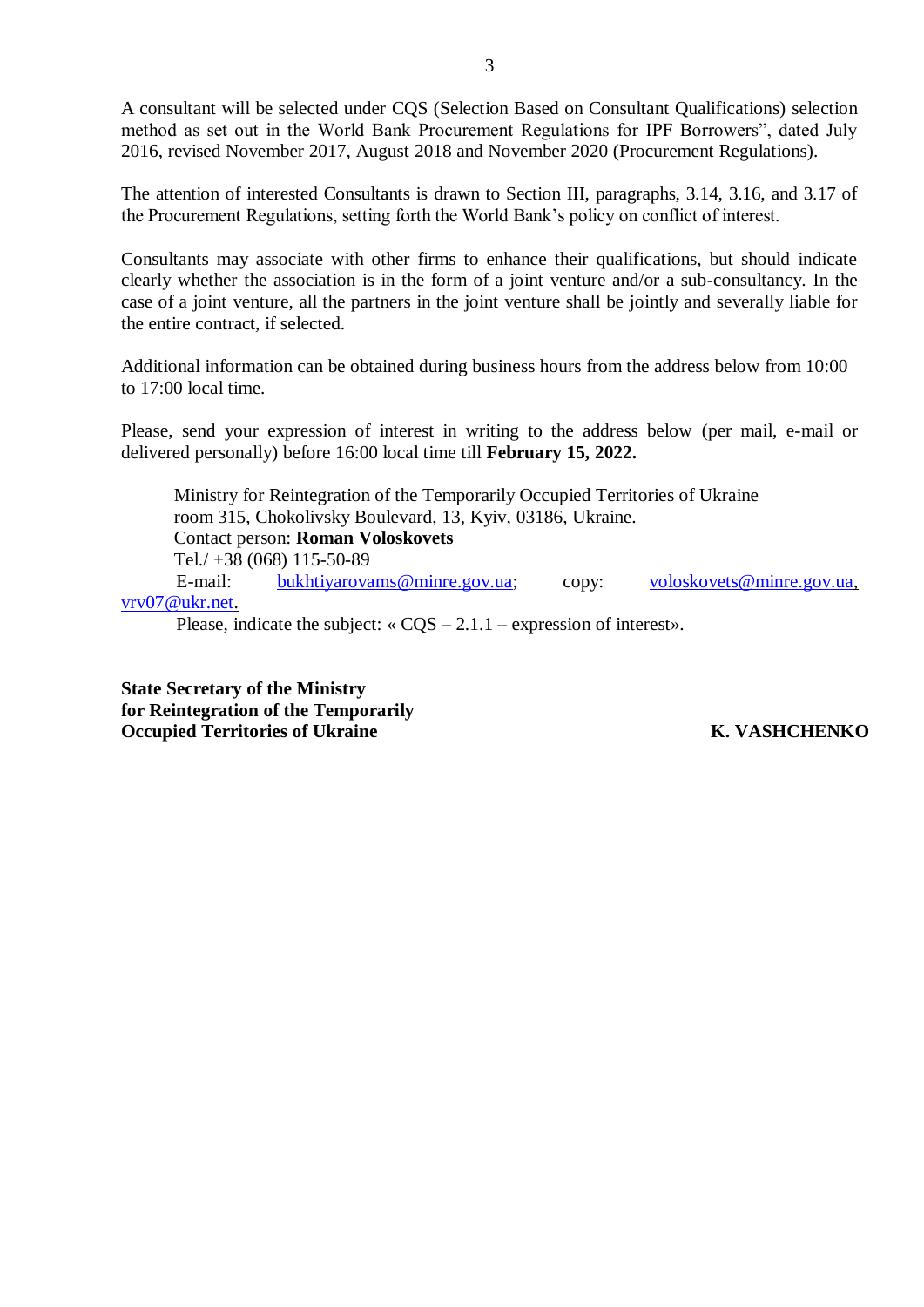A consultant will be selected under CQS (Selection Based on Consultant Qualifications) selection method as set out in the World Bank Procurement Regulations for IPF Borrowers", dated July 2016, revised November 2017, August 2018 and November 2020 (Procurement Regulations).

The attention of interested Consultants is drawn to Section III, paragraphs, 3.14, 3.16, and 3.17 of the Procurement Regulations, setting forth the World Bank's policy on conflict of interest.

Consultants may associate with other firms to enhance their qualifications, but should indicate clearly whether the association is in the form of a joint venture and/or a sub-consultancy. In the case of a joint venture, all the partners in the joint venture shall be jointly and severally liable for the entire contract, if selected.

Additional information can be obtained during business hours from the address below from 10:00 to 17:00 local time.

Please, send your expression of interest in writing to the address below (per mail, e-mail or delivered personally) before 16:00 local time till **February 15, 2022.**

Ministry for Reintegration of the Temporarily Occupied Territories of Ukraine
room 315, Chokolivsky Boulevard, 13, Kyiv, 03186, Ukraine.
Contact person: **Roman Voloskovets**
Tel./ +38 (068) 115-50-89
E-mail: bukhtiyarovams@minre.gov.ua; copy: voloskovets@minre.gov.ua, vrv07@ukr.net.
Please, indicate the subject: « CQS – 2.1.1 – expression of interest».

**State Secretary of the Ministry**
**for Reintegration of the Temporarily**
**Occupied Territories of Ukraine** **K. VASHCHENKO**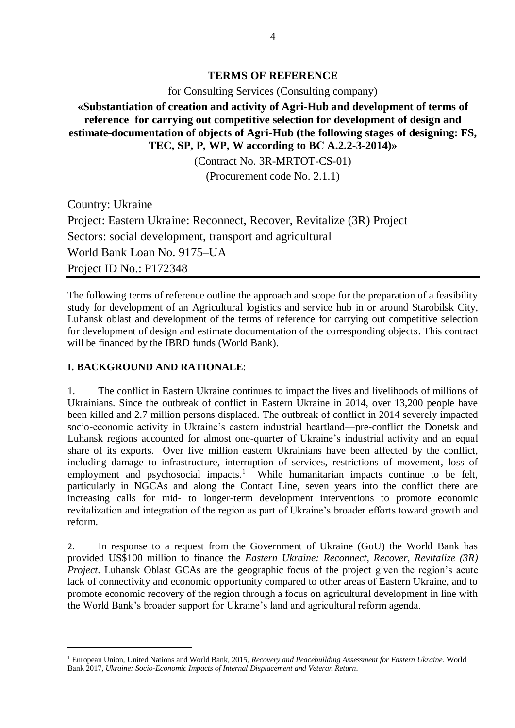# TERMS OF REFERENCE

for Consulting Services (Consulting company)

**«Substantiation of creation and activity of Agri-Hub and development of terms of reference for carrying out competitive selection for development of design and estimate documentation of objects of Agri-Hub (the following stages of designing: FS, TEC, SP, P, WP, W according to BC A.2.2-3-2014)»**

(Contract No. 3R-MRTOT-CS-01)

(Procurement code No. 2.1.1)

Country: Ukraine
Project: Eastern Ukraine: Reconnect, Recover, Revitalize (3R) Project
Sectors: social development, transport and agricultural
World Bank Loan No. 9175–UA
Project ID No.: P172348

The following terms of reference outline the approach and scope for the preparation of a feasibility study for development of an Agricultural logistics and service hub in or around Starobilsk City, Luhansk oblast and development of the terms of reference for carrying out competitive selection for development of design and estimate documentation of the corresponding objects. This contract will be financed by the IBRD funds (World Bank).

**I. BACKGROUND AND RATIONALE**:

1. The conflict in Eastern Ukraine continues to impact the lives and livelihoods of millions of Ukrainians. Since the outbreak of conflict in Eastern Ukraine in 2014, over 13,200 people have been killed and 2.7 million persons displaced. The outbreak of conflict in 2014 severely impacted socio-economic activity in Ukraine's eastern industrial heartland—pre-conflict the Donetsk and Luhansk regions accounted for almost one-quarter of Ukraine's industrial activity and an equal share of its exports. Over five million eastern Ukrainians have been affected by the conflict, including damage to infrastructure, interruption of services, restrictions of movement, loss of employment and psychosocial impacts.[1] While humanitarian impacts continue to be felt, particularly in NGCAs and along the Contact Line, seven years into the conflict there are increasing calls for mid- to longer-term development interventions to promote economic revitalization and integration of the region as part of Ukraine's broader efforts toward growth and reform.

2. In response to a request from the Government of Ukraine (GoU) the World Bank has provided US$100 million to finance the *Eastern Ukraine: Reconnect, Recover, Revitalize (3R) Project*. Luhansk Oblast GCAs are the geographic focus of the project given the region's acute lack of connectivity and economic opportunity compared to other areas of Eastern Ukraine, and to promote economic recovery of the region through a focus on agricultural development in line with the World Bank's broader support for Ukraine's land and agricultural reform agenda.

[1] European Union, United Nations and World Bank, 2015, *Recovery and Peacebuilding Assessment for Eastern Ukraine.* World Bank 2017, *Ukraine: Socio-Economic Impacts of Internal Displacement and Veteran Return*.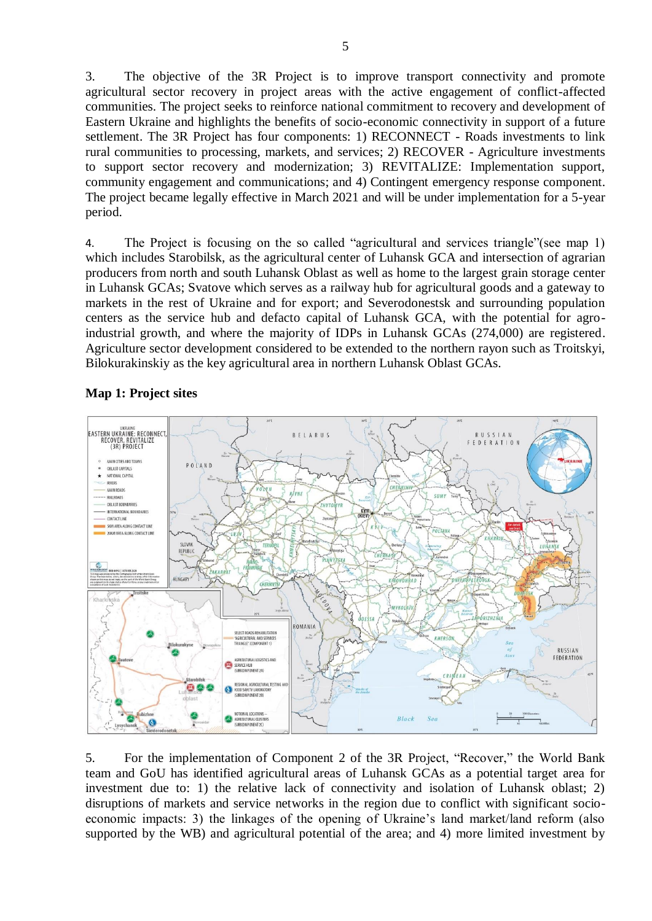3. The objective of the 3R Project is to improve transport connectivity and promote agricultural sector recovery in project areas with the active engagement of conflict-affected communities. The project seeks to reinforce national commitment to recovery and development of Eastern Ukraine and highlights the benefits of socio-economic connectivity in support of a future settlement. The 3R Project has four components: 1) RECONNECT - Roads investments to link rural communities to processing, markets, and services; 2) RECOVER - Agriculture investments to support sector recovery and modernization; 3) REVITALIZE: Implementation support, community engagement and communications; and 4) Contingent emergency response component. The project became legally effective in March 2021 and will be under implementation for a 5-year period.

4. The Project is focusing on the so called "agricultural and services triangle"(see map 1) which includes Starobilsk, as the agricultural center of Luhansk GCA and intersection of agrarian producers from north and south Luhansk Oblast as well as home to the largest grain storage center in Luhansk GCAs; Svatove which serves as a railway hub for agricultural goods and a gateway to markets in the rest of Ukraine and for export; and Severodonestsk and surrounding population centers as the service hub and defacto capital of Luhansk GCA, with the potential for agro-industrial growth, and where the majority of IDPs in Luhansk GCAs (274,000) are registered. Agriculture sector development considered to be extended to the northern rayon such as Troitskyi, Bilokurakinskiy as the key agricultural area in northern Luhansk Oblast GCAs.

**Map 1: Project sites**

5. For the implementation of Component 2 of the 3R Project, "Recover," the World Bank team and GoU has identified agricultural areas of Luhansk GCAs as a potential target area for investment due to: 1) the relative lack of connectivity and isolation of Luhansk oblast; 2) disruptions of markets and service networks in the region due to conflict with significant socio-economic impacts: 3) the linkages of the opening of Ukraine's land market/land reform (also supported by the WB) and agricultural potential of the area; and 4) more limited investment by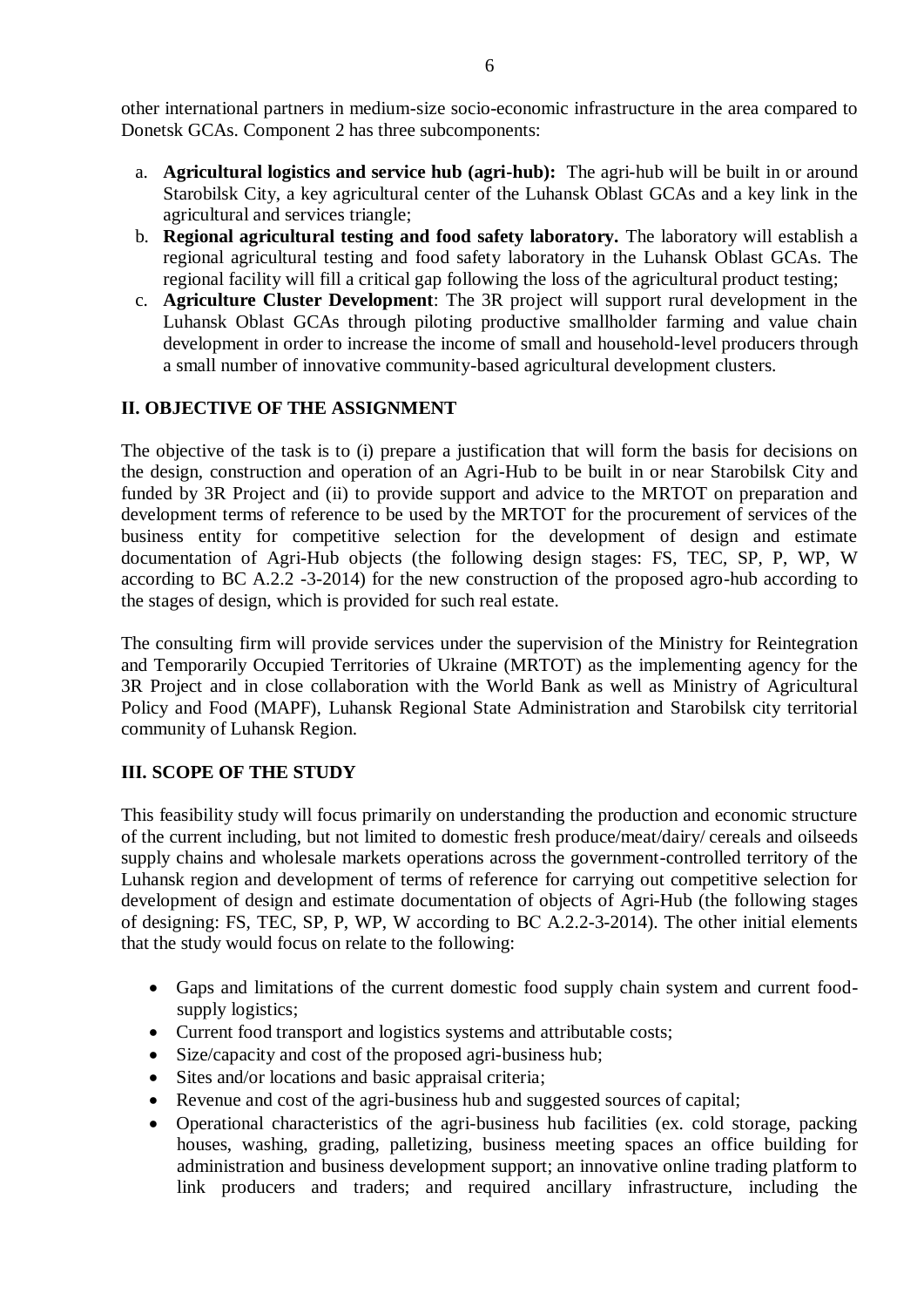other international partners in medium-size socio-economic infrastructure in the area compared to Donetsk GCAs. Component 2 has three subcomponents:

a. **Agricultural logistics and service hub (agri-hub):** The agri-hub will be built in or around Starobilsk City, a key agricultural center of the Luhansk Oblast GCAs and a key link in the agricultural and services triangle;
b. **Regional agricultural testing and food safety laboratory.** The laboratory will establish a regional agricultural testing and food safety laboratory in the Luhansk Oblast GCAs. The regional facility will fill a critical gap following the loss of the agricultural product testing;
c. **Agriculture Cluster Development**: The 3R project will support rural development in the Luhansk Oblast GCAs through piloting productive smallholder farming and value chain development in order to increase the income of small and household-level producers through a small number of innovative community-based agricultural development clusters.

## II. OBJECTIVE OF THE ASSIGNMENT

The objective of the task is to (i) prepare a justification that will form the basis for decisions on the design, construction and operation of an Agri-Hub to be built in or near Starobilsk City and funded by 3R Project and (ii) to provide support and advice to the MRTOT on preparation and development terms of reference to be used by the MRTOT for the procurement of services of the business entity for competitive selection for the development of design and estimate documentation of Agri-Hub objects (the following design stages: FS, TEC, SP, P, WP, W according to BC A.2.2 -3-2014) for the new construction of the proposed agro-hub according to the stages of design, which is provided for such real estate.

The consulting firm will provide services under the supervision of the Ministry for Reintegration and Temporarily Occupied Territories of Ukraine (MRTOT) as the implementing agency for the 3R Project and in close collaboration with the World Bank as well as Ministry of Agricultural Policy and Food (MAPF), Luhansk Regional State Administration and Starobilsk city territorial community of Luhansk Region.

## III. SCOPE OF THE STUDY

This feasibility study will focus primarily on understanding the production and economic structure of the current including, but not limited to domestic fresh produce/meat/dairy/ cereals and oilseeds supply chains and wholesale markets operations across the government-controlled territory of the Luhansk region and development of terms of reference for carrying out competitive selection for development of design and estimate documentation of objects of Agri-Hub (the following stages of designing: FS, TEC, SP, P, WP, W according to BC A.2.2-3-2014). The other initial elements that the study would focus on relate to the following:

- Gaps and limitations of the current domestic food supply chain system and current food-supply logistics;
- Current food transport and logistics systems and attributable costs;
- Size/capacity and cost of the proposed agri-business hub;
- Sites and/or locations and basic appraisal criteria;
- Revenue and cost of the agri-business hub and suggested sources of capital;
- Operational characteristics of the agri-business hub facilities (ex. cold storage, packing houses, washing, grading, palletizing, business meeting spaces an office building for administration and business development support; an innovative online trading platform to link producers and traders; and required ancillary infrastructure, including the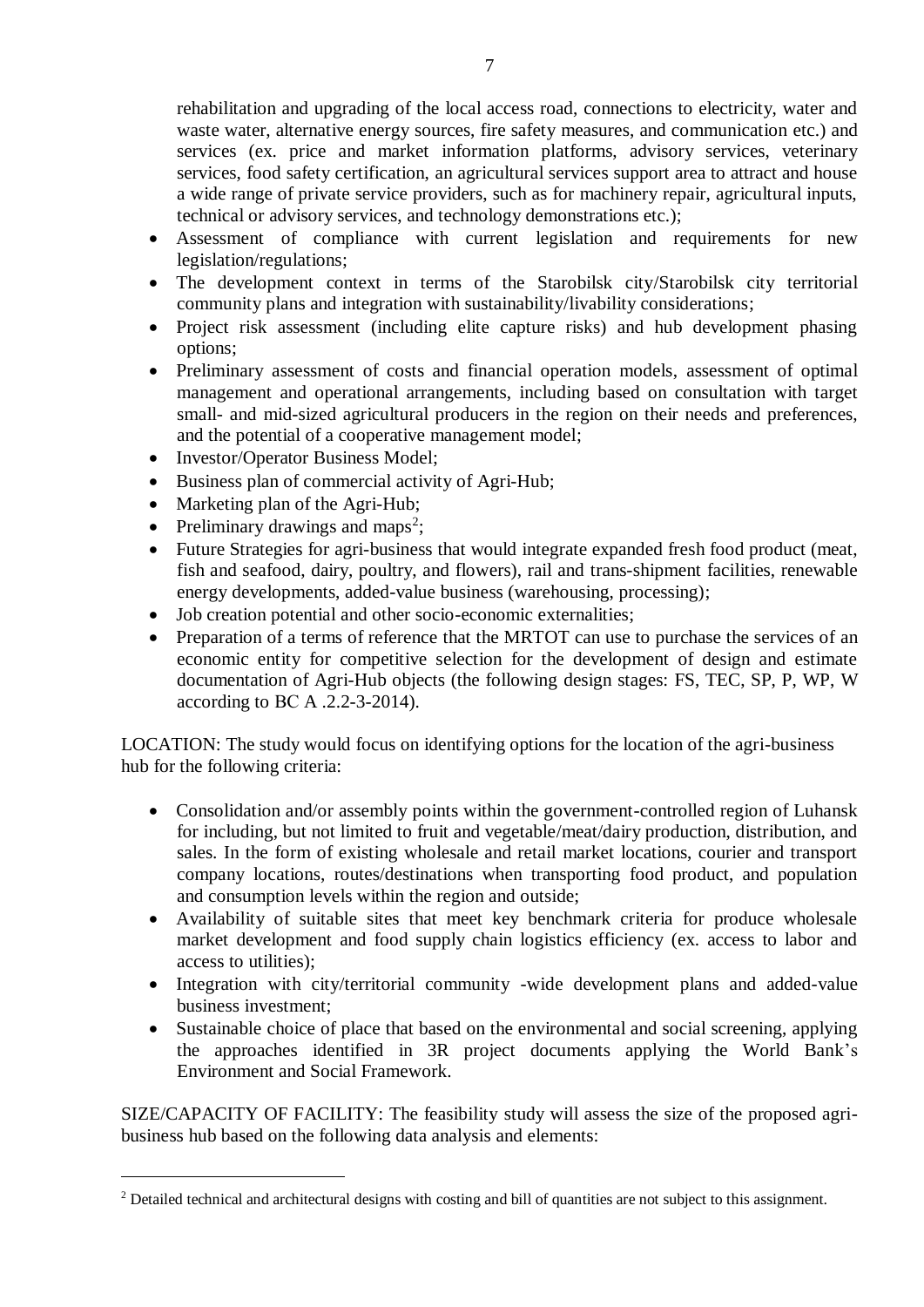rehabilitation and upgrading of the local access road, connections to electricity, water and waste water, alternative energy sources, fire safety measures, and communication etc.) and services (ex. price and market information platforms, advisory services, veterinary services, food safety certification, an agricultural services support area to attract and house a wide range of private service providers, such as for machinery repair, agricultural inputs, technical or advisory services, and technology demonstrations etc.);

- Assessment of compliance with current legislation and requirements for new legislation/regulations;
- The development context in terms of the Starobilsk city/Starobilsk city territorial community plans and integration with sustainability/livability considerations;
- Project risk assessment (including elite capture risks) and hub development phasing options;
- Preliminary assessment of costs and financial operation models, assessment of optimal management and operational arrangements, including based on consultation with target small- and mid-sized agricultural producers in the region on their needs and preferences, and the potential of a cooperative management model;
- Investor/Operator Business Model;
- Business plan of commercial activity of Agri-Hub;
- Marketing plan of the Agri-Hub;
- Preliminary drawings and maps[2];
- Future Strategies for agri-business that would integrate expanded fresh food product (meat, fish and seafood, dairy, poultry, and flowers), rail and trans-shipment facilities, renewable energy developments, added-value business (warehousing, processing);
- Job creation potential and other socio-economic externalities;
- Preparation of a terms of reference that the MRTOT can use to purchase the services of an economic entity for competitive selection for the development of design and estimate documentation of Agri-Hub objects (the following design stages: FS, TEC, SP, P, WP, W according to BC A .2.2-3-2014).

LOCATION: The study would focus on identifying options for the location of the agri-business hub for the following criteria:

- Consolidation and/or assembly points within the government-controlled region of Luhansk for including, but not limited to fruit and vegetable/meat/dairy production, distribution, and sales. In the form of existing wholesale and retail market locations, courier and transport company locations, routes/destinations when transporting food product, and population and consumption levels within the region and outside;
- Availability of suitable sites that meet key benchmark criteria for produce wholesale market development and food supply chain logistics efficiency (ex. access to labor and access to utilities);
- Integration with city/territorial community -wide development plans and added-value business investment;
- Sustainable choice of place that based on the environmental and social screening, applying the approaches identified in 3R project documents applying the World Bank's Environment and Social Framework.

SIZE/CAPACITY OF FACILITY: The feasibility study will assess the size of the proposed agri-business hub based on the following data analysis and elements:

[2] Detailed technical and architectural designs with costing and bill of quantities are not subject to this assignment.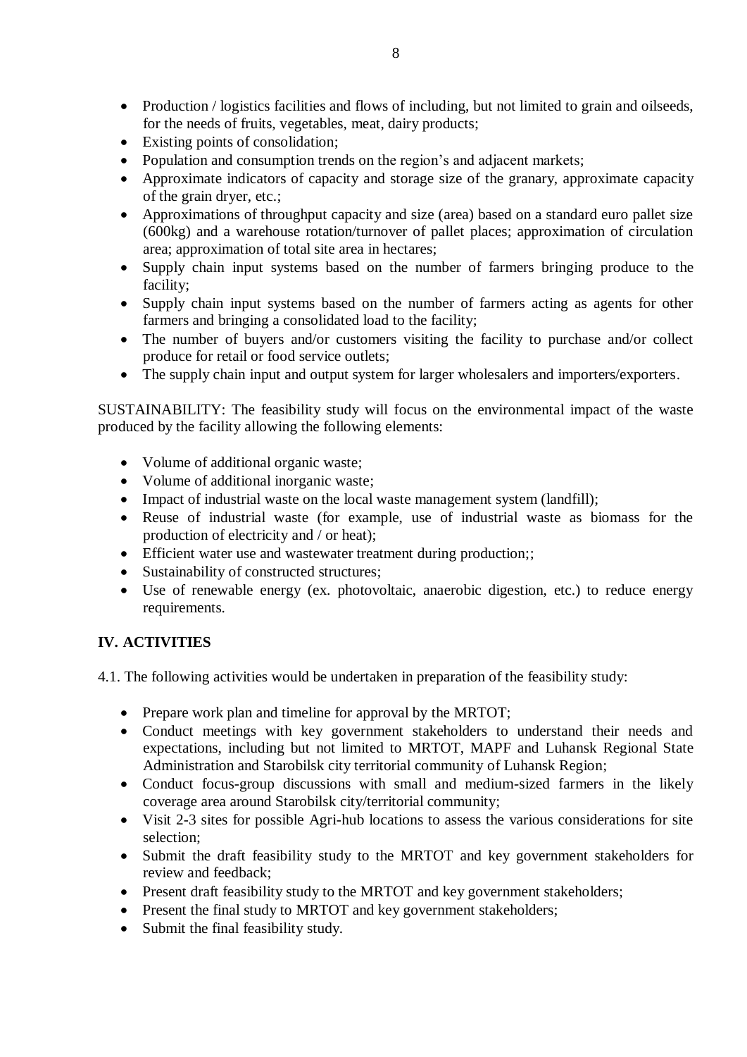- Production / logistics facilities and flows of including, but not limited to grain and oilseeds, for the needs of fruits, vegetables, meat, dairy products;
- Existing points of consolidation;
- Population and consumption trends on the region's and adjacent markets;
- Approximate indicators of capacity and storage size of the granary, approximate capacity of the grain dryer, etc.;
- Approximations of throughput capacity and size (area) based on a standard euro pallet size (600kg) and a warehouse rotation/turnover of pallet places; approximation of circulation area; approximation of total site area in hectares;
- Supply chain input systems based on the number of farmers bringing produce to the facility;
- Supply chain input systems based on the number of farmers acting as agents for other farmers and bringing a consolidated load to the facility;
- The number of buyers and/or customers visiting the facility to purchase and/or collect produce for retail or food service outlets;
- The supply chain input and output system for larger wholesalers and importers/exporters.

SUSTAINABILITY: The feasibility study will focus on the environmental impact of the waste produced by the facility allowing the following elements:

- Volume of additional organic waste;
- Volume of additional inorganic waste;
- Impact of industrial waste on the local waste management system (landfill);
- Reuse of industrial waste (for example, use of industrial waste as biomass for the production of electricity and / or heat);
- Efficient water use and wastewater treatment during production;;
- Sustainability of constructed structures;
- Use of renewable energy (ex. photovoltaic, anaerobic digestion, etc.) to reduce energy requirements.

## IV. ACTIVITIES

4.1. The following activities would be undertaken in preparation of the feasibility study:

- Prepare work plan and timeline for approval by the MRTOT;
- Conduct meetings with key government stakeholders to understand their needs and expectations, including but not limited to MRTOT, MAPF and Luhansk Regional State Administration and Starobilsk city territorial community of Luhansk Region;
- Conduct focus-group discussions with small and medium-sized farmers in the likely coverage area around Starobilsk city/territorial community;
- Visit 2-3 sites for possible Agri-hub locations to assess the various considerations for site selection;
- Submit the draft feasibility study to the MRTOT and key government stakeholders for review and feedback;
- Present draft feasibility study to the MRTOT and key government stakeholders;
- Present the final study to MRTOT and key government stakeholders;
- Submit the final feasibility study.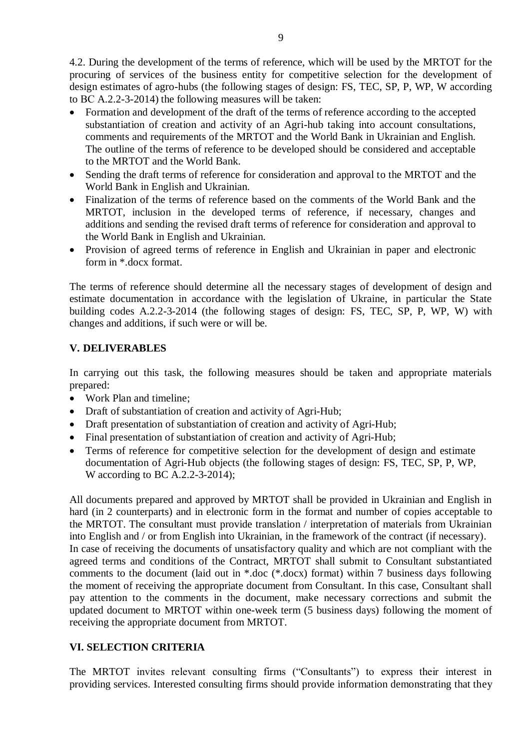4.2. During the development of the terms of reference, which will be used by the MRTOT for the procuring of services of the business entity for competitive selection for the development of design estimates of agro-hubs (the following stages of design: FS, TEC, SP, P, WP, W according to BC A.2.2-3-2014) the following measures will be taken:

- Formation and development of the draft of the terms of reference according to the accepted substantiation of creation and activity of an Agri-hub taking into account consultations, comments and requirements of the MRTOT and the World Bank in Ukrainian and English. The outline of the terms of reference to be developed should be considered and acceptable to the MRTOT and the World Bank.
- Sending the draft terms of reference for consideration and approval to the MRTOT and the World Bank in English and Ukrainian.
- Finalization of the terms of reference based on the comments of the World Bank and the MRTOT, inclusion in the developed terms of reference, if necessary, changes and additions and sending the revised draft terms of reference for consideration and approval to the World Bank in English and Ukrainian.
- Provision of agreed terms of reference in English and Ukrainian in paper and electronic form in *.docx format.

The terms of reference should determine all the necessary stages of development of design and estimate documentation in accordance with the legislation of Ukraine, in particular the State building codes A.2.2-3-2014 (the following stages of design: FS, TEC, SP, P, WP, W) with changes and additions, if such were or will be.

## V. DELIVERABLES

In carrying out this task, the following measures should be taken and appropriate materials prepared:

- Work Plan and timeline;
- Draft of substantiation of creation and activity of Agri-Hub;
- Draft presentation of substantiation of creation and activity of Agri-Hub;
- Final presentation of substantiation of creation and activity of Agri-Hub;
- Terms of reference for competitive selection for the development of design and estimate documentation of Agri-Hub objects (the following stages of design: FS, TEC, SP, P, WP, W according to BC A.2.2-3-2014);

All documents prepared and approved by MRTOT shall be provided in Ukrainian and English in hard (in 2 counterparts) and in electronic form in the format and number of copies acceptable to the MRTOT. The consultant must provide translation / interpretation of materials from Ukrainian into English and / or from English into Ukrainian, in the framework of the contract (if necessary).
In case of receiving the documents of unsatisfactory quality and which are not compliant with the agreed terms and conditions of the Contract, MRTOT shall submit to Consultant substantiated comments to the document (laid out in *.doc (*.docx) format) within 7 business days following the moment of receiving the appropriate document from Consultant. In this case, Consultant shall pay attention to the comments in the document, make necessary corrections and submit the updated document to MRTOT within one-week term (5 business days) following the moment of receiving the appropriate document from MRTOT.

## VI. SELECTION CRITERIA

The MRTOT invites relevant consulting firms ("Consultants") to express their interest in providing services. Interested consulting firms should provide information demonstrating that they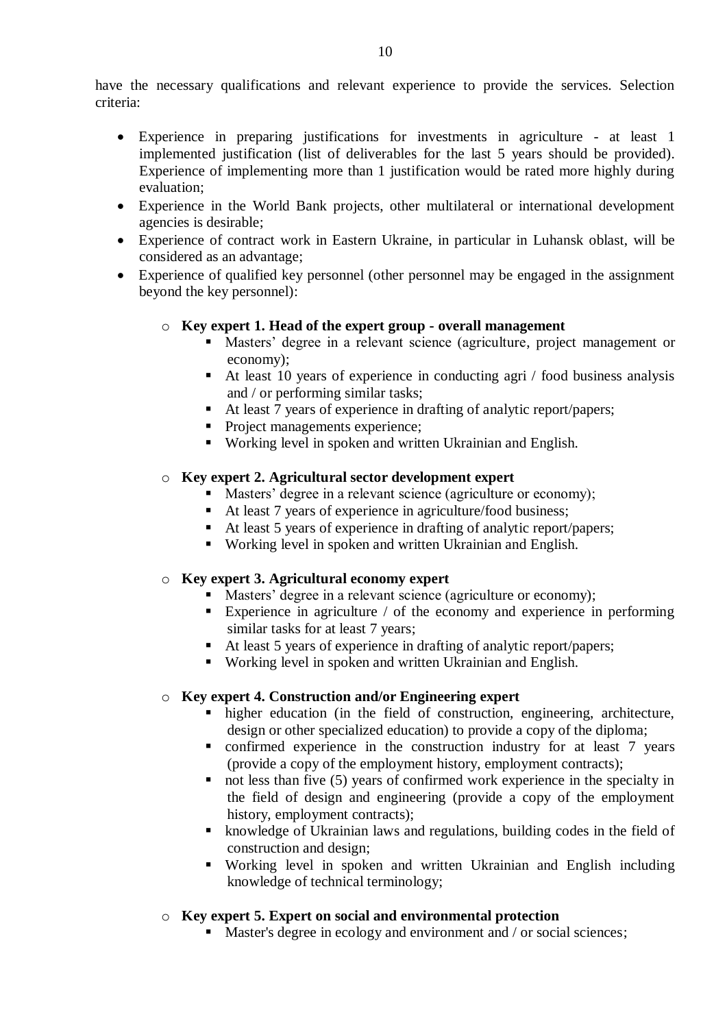have the necessary qualifications and relevant experience to provide the services. Selection criteria:

- Experience in preparing justifications for investments in agriculture - at least 1 implemented justification (list of deliverables for the last 5 years should be provided). Experience of implementing more than 1 justification would be rated more highly during evaluation;
- Experience in the World Bank projects, other multilateral or international development agencies is desirable;
- Experience of contract work in Eastern Ukraine, in particular in Luhansk oblast, will be considered as an advantage;
- Experience of qualified key personnel (other personnel may be engaged in the assignment beyond the key personnel):

  - **Key expert 1. Head of the expert group - overall management**
    - Masters' degree in a relevant science (agriculture, project management or economy);
    - At least 10 years of experience in conducting agri / food business analysis and / or performing similar tasks;
    - At least 7 years of experience in drafting of analytic report/papers;
    - Project managements experience;
    - Working level in spoken and written Ukrainian and English.

  - **Key expert 2. Agricultural sector development expert**
    - Masters' degree in a relevant science (agriculture or economy);
    - At least 7 years of experience in agriculture/food business;
    - At least 5 years of experience in drafting of analytic report/papers;
    - Working level in spoken and written Ukrainian and English.

  - **Key expert 3. Agricultural economy expert**
    - Masters' degree in a relevant science (agriculture or economy);
    - Experience in agriculture / of the economy and experience in performing similar tasks for at least 7 years;
    - At least 5 years of experience in drafting of analytic report/papers;
    - Working level in spoken and written Ukrainian and English.

  - **Key expert 4. Construction and/or Engineering expert**
    - higher education (in the field of construction, engineering, architecture, design or other specialized education) to provide a copy of the diploma;
    - confirmed experience in the construction industry for at least 7 years (provide a copy of the employment history, employment contracts);
    - not less than five (5) years of confirmed work experience in the specialty in the field of design and engineering (provide a copy of the employment history, employment contracts);
    - knowledge of Ukrainian laws and regulations, building codes in the field of construction and design;
    - Working level in spoken and written Ukrainian and English including knowledge of technical terminology;

  - **Key expert 5. Expert on social and environmental protection**
    - Master's degree in ecology and environment and / or social sciences;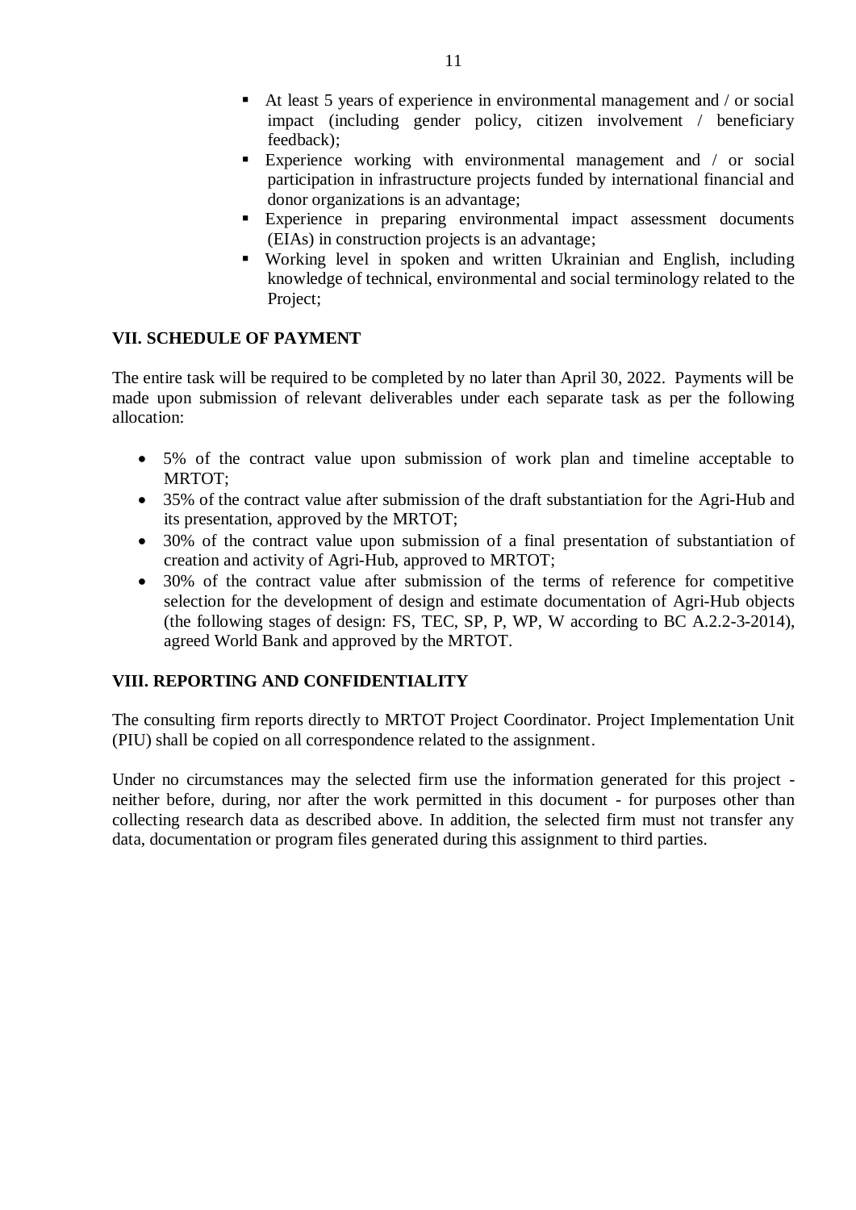- At least 5 years of experience in environmental management and / or social impact (including gender policy, citizen involvement / beneficiary feedback);
- Experience working with environmental management and / or social participation in infrastructure projects funded by international financial and donor organizations is an advantage;
- Experience in preparing environmental impact assessment documents (EIAs) in construction projects is an advantage;
- Working level in spoken and written Ukrainian and English, including knowledge of technical, environmental and social terminology related to the Project;

## VII. SCHEDULE OF PAYMENT

The entire task will be required to be completed by no later than April 30, 2022. Payments will be made upon submission of relevant deliverables under each separate task as per the following allocation:

- 5% of the contract value upon submission of work plan and timeline acceptable to MRTOT;
- 35% of the contract value after submission of the draft substantiation for the Agri-Hub and its presentation, approved by the MRTOT;
- 30% of the contract value upon submission of a final presentation of substantiation of creation and activity of Agri-Hub, approved to MRTOT;
- 30% of the contract value after submission of the terms of reference for competitive selection for the development of design and estimate documentation of Agri-Hub objects (the following stages of design: FS, TEC, SP, P, WP, W according to BC A.2.2-3-2014), agreed World Bank and approved by the MRTOT.

## VIII. REPORTING AND CONFIDENTIALITY

The consulting firm reports directly to MRTOT Project Coordinator. Project Implementation Unit (PIU) shall be copied on all correspondence related to the assignment.

Under no circumstances may the selected firm use the information generated for this project - neither before, during, nor after the work permitted in this document - for purposes other than collecting research data as described above. In addition, the selected firm must not transfer any data, documentation or program files generated during this assignment to third parties.